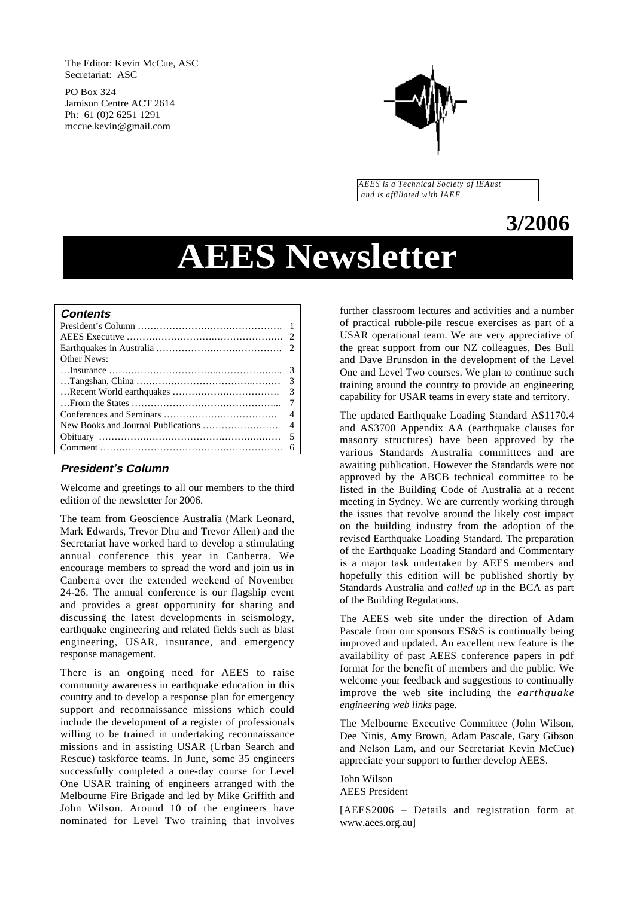The Editor: Kevin McCue, ASC
Secretariat: ASC

PO Box 324
Jamison Centre ACT 2614
Ph: 61 (0)2 6251 1291
mccue.kevin@gmail.com

*AEES is a Technical Society of IEAust and is affiliated with IAEE*

**3/2006**

# AEES Newsletter

### Contents

| | |
|---|---|
| President's Column ………………………………………. | 1 |
| AEES Executive ………………………………………. | 2 |
| Earthquakes in Australia …………………………………. | 2 |
| Other News: | |
| …Insurance …………………………………………... | 3 |
| …Tangshan, China ……………………………………… | 3 |
| …Recent World earthquakes …………………………… | 3 |
| …From the States ……………………………………... | 7 |
| Conferences and Seminars ……………………………… | 4 |
| New Books and Journal Publications …………………… | 4 |
| Obituary ………………………………………………… | 5 |
| Comment ………………………………………………. | 6 |

## President's Column

Welcome and greetings to all our members to the third edition of the newsletter for 2006.

The team from Geoscience Australia (Mark Leonard, Mark Edwards, Trevor Dhu and Trevor Allen) and the Secretariat have worked hard to develop a stimulating annual conference this year in Canberra. We encourage members to spread the word and join us in Canberra over the extended weekend of November 24-26. The annual conference is our flagship event and provides a great opportunity for sharing and discussing the latest developments in seismology, earthquake engineering and related fields such as blast engineering, USAR, insurance, and emergency response management.

There is an ongoing need for AEES to raise community awareness in earthquake education in this country and to develop a response plan for emergency support and reconnaissance missions which could include the development of a register of professionals willing to be trained in undertaking reconnaissance missions and in assisting USAR (Urban Search and Rescue) taskforce teams. In June, some 35 engineers successfully completed a one-day course for Level One USAR training of engineers arranged with the Melbourne Fire Brigade and led by Mike Griffith and John Wilson. Around 10 of the engineers have nominated for Level Two training that involves further classroom lectures and activities and a number of practical rubble-pile rescue exercises as part of a USAR operational team. We are very appreciative of the great support from our NZ colleagues, Des Bull and Dave Brunsdon in the development of the Level One and Level Two courses. We plan to continue such training around the country to provide an engineering capability for USAR teams in every state and territory.

The updated Earthquake Loading Standard AS1170.4 and AS3700 Appendix AA (earthquake clauses for masonry structures) have been approved by the various Standards Australia committees and are awaiting publication. However the Standards were not approved by the ABCB technical committee to be listed in the Building Code of Australia at a recent meeting in Sydney. We are currently working through the issues that revolve around the likely cost impact on the building industry from the adoption of the revised Earthquake Loading Standard. The preparation of the Earthquake Loading Standard and Commentary is a major task undertaken by AEES members and hopefully this edition will be published shortly by Standards Australia and *called up* in the BCA as part of the Building Regulations.

The AEES web site under the direction of Adam Pascale from our sponsors ES&S is continually being improved and updated. An excellent new feature is the availability of past AEES conference papers in pdf format for the benefit of members and the public. We welcome your feedback and suggestions to continually improve the web site including the *earthquake engineering web links* page.

The Melbourne Executive Committee (John Wilson, Dee Ninis, Amy Brown, Adam Pascale, Gary Gibson and Nelson Lam, and our Secretariat Kevin McCue) appreciate your support to further develop AEES.

John Wilson
AEES President

[AEES2006 – Details and registration form at www.aees.org.au]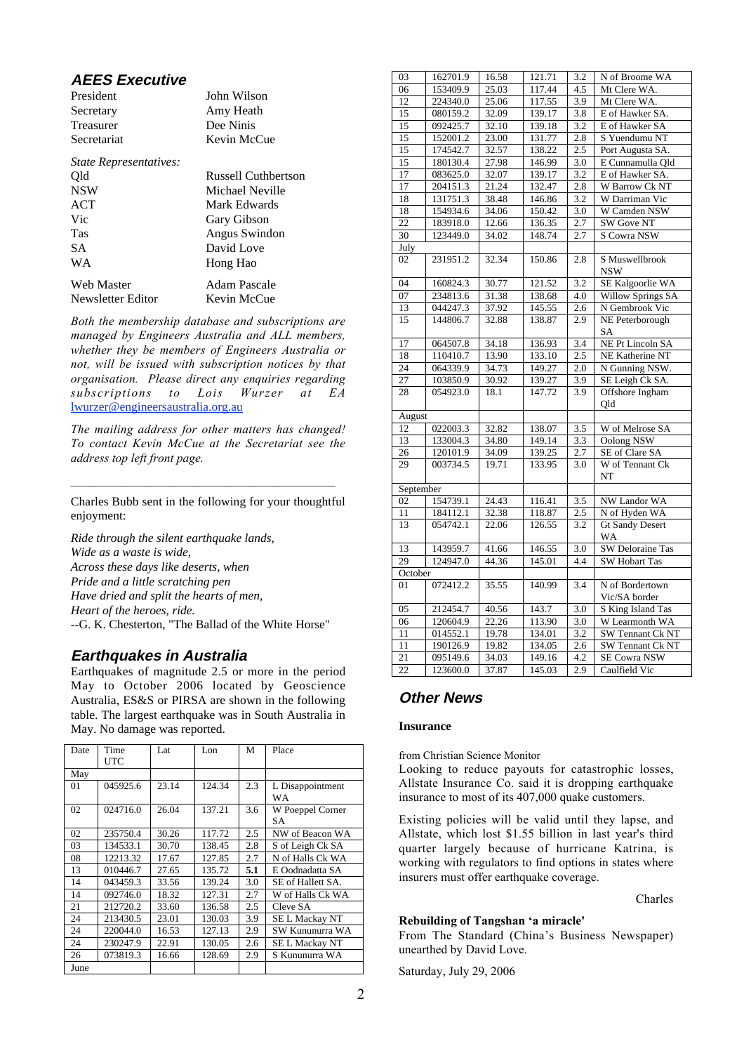## AEES Executive

| | |
|---|---|
| President | John Wilson |
| Secretary | Amy Heath |
| Treasurer | Dee Ninis |
| Secretariat | Kevin McCue |
| *State Representatives:* | |
| Qld | Russell Cuthbertson |
| NSW | Michael Neville |
| ACT | Mark Edwards |
| Vic | Gary Gibson |
| Tas | Angus Swindon |
| SA | David Love |
| WA | Hong Hao |
| Web Master | Adam Pascale |
| Newsletter Editor | Kevin McCue |

*Both the membership database and subscriptions are managed by Engineers Australia and ALL members, whether they be members of Engineers Australia or not, will be issued with subscription notices by that organisation. Please direct any enquiries regarding subscriptions to Lois Wurzer at EA* lwurzer@engineersaustralia.org.au

*The mailing address for other matters has changed! To contact Kevin McCue at the Secretariat see the address top left front page.*

---

Charles Bubb sent in the following for your thoughtful enjoyment:

*Ride through the silent earthquake lands,*
*Wide as a waste is wide,*
*Across these days like deserts, when*
*Pride and a little scratching pen*
*Have dried and split the hearts of men,*
*Heart of the heroes, ride.*
--G. K. Chesterton, "The Ballad of the White Horse"

## Earthquakes in Australia

Earthquakes of magnitude 2.5 or more in the period May to October 2006 located by Geoscience Australia, ES&S or PIRSA are shown in the following table. The largest earthquake was in South Australia in May. No damage was reported.

| Date | Time UTC | Lat | Lon | M | Place |
|---|---|---|---|---|---|
| May | | | | | |
| 01 | 045925.6 | 23.14 | 124.34 | 2.3 | L Disappointment WA |
| 02 | 024716.0 | 26.04 | 137.21 | 3.6 | W Poeppel Corner SA |
| 02 | 235750.4 | 30.26 | 117.72 | 2.5 | NW of Beacon WA |
| 03 | 134533.1 | 30.70 | 138.45 | 2.8 | S of Leigh Ck SA |
| 08 | 12213.32 | 17.67 | 127.85 | 2.7 | N of Halls Ck WA |
| 13 | 010446.7 | 27.65 | 135.72 | **5.1** | E Oodnadatta SA |
| 14 | 043459.3 | 33.56 | 139.24 | 3.0 | SE of Hallett SA. |
| 14 | 092746.0 | 18.32 | 127.31 | 2.7 | W of Halls Ck WA |
| 21 | 212720.2 | 33.60 | 136.58 | 2.5 | Cleve SA |
| 24 | 213430.5 | 23.01 | 130.03 | 3.9 | SE L Mackay NT |
| 24 | 220044.0 | 16.53 | 127.13 | 2.9 | SW Kununurra WA |
| 24 | 230247.9 | 22.91 | 130.05 | 2.6 | SE L Mackay NT |
| 26 | 073819.3 | 16.66 | 128.69 | 2.9 | S Kununurra WA |
| June | | | | | |
| 03 | 162701.9 | 16.58 | 121.71 | 3.2 | N of Broome WA |
| 06 | 153409.9 | 25.03 | 117.44 | 4.5 | Mt Clere WA. |
| 12 | 224340.0 | 25.06 | 117.55 | 3.9 | Mt Clere WA. |
| 15 | 080159.2 | 32.09 | 139.17 | 3.8 | E of Hawker SA. |
| 15 | 092425.7 | 32.10 | 139.18 | 3.2 | E of Hawker SA |
| 15 | 152001.2 | 23.00 | 131.77 | 2.8 | S Yuendumu NT |
| 15 | 174542.7 | 32.57 | 138.22 | 2.5 | Port Augusta SA. |
| 15 | 180130.4 | 27.98 | 146.99 | 3.0 | E Cunnamulla Qld |
| 17 | 083625.0 | 32.07 | 139.17 | 3.2 | E of Hawker SA. |
| 17 | 204151.3 | 21.24 | 132.47 | 2.8 | W Barrow Ck NT |
| 18 | 131751.3 | 38.48 | 146.86 | 3.2 | W Darriman Vic |
| 18 | 154934.6 | 34.06 | 150.42 | 3.0 | W Camden NSW |
| 22 | 183918.0 | 12.66 | 136.35 | 2.7 | SW Gove NT |
| 30 | 123449.0 | 34.02 | 148.74 | 2.7 | S Cowra NSW |
| July | | | | | |
| 02 | 231951.2 | 32.34 | 150.86 | 2.8 | S Muswellbrook NSW |
| 04 | 160824.3 | 30.77 | 121.52 | 3.2 | SE Kalgoorlie WA |
| 07 | 234813.6 | 31.38 | 138.68 | 4.0 | Willow Springs SA |
| 13 | 044247.3 | 37.92 | 145.55 | 2.6 | N Gembrook Vic |
| 15 | 144806.7 | 32.88 | 138.87 | 2.9 | NE Peterborough SA |
| 17 | 064507.8 | 34.18 | 136.93 | 3.4 | NE Pt Lincoln SA |
| 18 | 110410.7 | 13.90 | 133.10 | 2.5 | NE Katherine NT |
| 24 | 064339.9 | 34.73 | 149.27 | 2.0 | N Gunning NSW. |
| 27 | 103850.9 | 30.92 | 139.27 | 3.9 | SE Leigh Ck SA. |
| 28 | 054923.0 | 18.1 | 147.72 | 3.9 | Offshore Ingham Qld |
| August | | | | | |
| 12 | 022003.3 | 32.82 | 138.07 | 3.5 | W of Melrose SA |
| 13 | 133004.3 | 34.80 | 149.14 | 3.3 | Oolong NSW |
| 26 | 120101.9 | 34.09 | 139.25 | 2.7 | SE of Clare SA |
| 29 | 003734.5 | 19.71 | 133.95 | 3.0 | W of Tennant Ck NT |
| September | | | | | |
| 02 | 154739.1 | 24.43 | 116.41 | 3.5 | NW Landor WA |
| 11 | 184112.1 | 32.38 | 118.87 | 2.5 | N of Hyden WA |
| 13 | 054742.1 | 22.06 | 126.55 | 3.2 | Gt Sandy Desert WA |
| 13 | 143959.7 | 41.66 | 146.55 | 3.0 | SW Deloraine Tas |
| 29 | 124947.0 | 44.36 | 145.01 | 4.4 | SW Hobart Tas |
| October | | | | | |
| 01 | 072412.2 | 35.55 | 140.99 | 3.4 | N of Bordertown Vic/SA border |
| 05 | 212454.7 | 40.56 | 143.7 | 3.0 | S King Island Tas |
| 06 | 120604.9 | 22.26 | 113.90 | 3.0 | W Learmonth WA |
| 11 | 014552.1 | 19.78 | 134.01 | 3.2 | SW Tennant Ck NT |
| 11 | 190126.9 | 19.82 | 134.05 | 2.6 | SW Tennant Ck NT |
| 21 | 095149.6 | 34.03 | 149.16 | 4.2 | SE Cowra NSW |
| 22 | 123600.0 | 37.87 | 145.03 | 2.9 | Caulfield Vic |

## Other News

### Insurance

from Christian Science Monitor

Looking to reduce payouts for catastrophic losses, Allstate Insurance Co. said it is dropping earthquake insurance to most of its 407,000 quake customers.

Existing policies will be valid until they lapse, and Allstate, which lost $1.55 billion in last year's third quarter largely because of hurricane Katrina, is working with regulators to find options in states where insurers must offer earthquake coverage.

Charles

### Rebuilding of Tangshan 'a miracle'

From The Standard (China's Business Newspaper) unearthed by David Love.

Saturday, July 29, 2006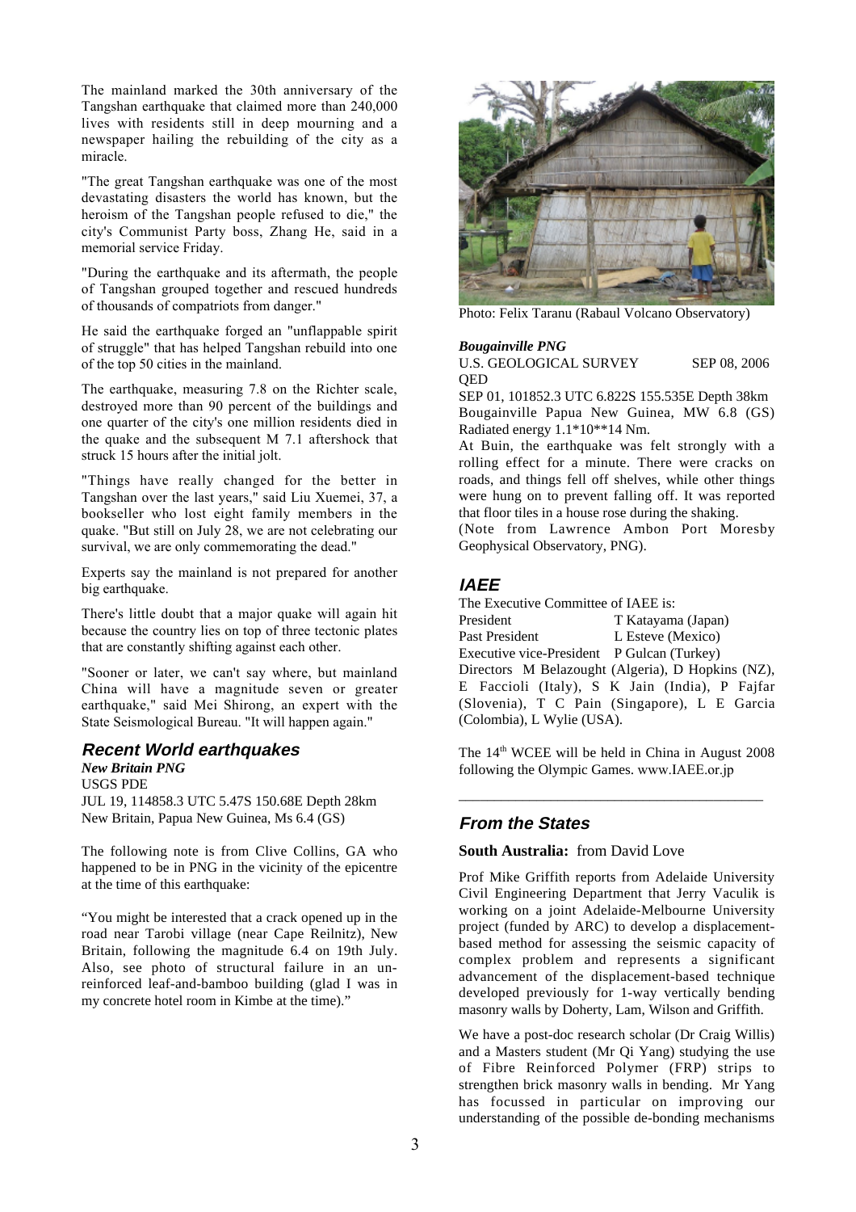The mainland marked the 30th anniversary of the Tangshan earthquake that claimed more than 240,000 lives with residents still in deep mourning and a newspaper hailing the rebuilding of the city as a miracle.

"The great Tangshan earthquake was one of the most devastating disasters the world has known, but the heroism of the Tangshan people refused to die," the city's Communist Party boss, Zhang He, said in a memorial service Friday.

"During the earthquake and its aftermath, the people of Tangshan grouped together and rescued hundreds of thousands of compatriots from danger."

He said the earthquake forged an "unflappable spirit of struggle" that has helped Tangshan rebuild into one of the top 50 cities in the mainland.

The earthquake, measuring 7.8 on the Richter scale, destroyed more than 90 percent of the buildings and one quarter of the city's one million residents died in the quake and the subsequent M 7.1 aftershock that struck 15 hours after the initial jolt.

"Things have really changed for the better in Tangshan over the last years," said Liu Xuemei, 37, a bookseller who lost eight family members in the quake. "But still on July 28, we are not celebrating our survival, we are only commemorating the dead."

Experts say the mainland is not prepared for another big earthquake.

There's little doubt that a major quake will again hit because the country lies on top of three tectonic plates that are constantly shifting against each other.

"Sooner or later, we can't say where, but mainland China will have a magnitude seven or greater earthquake," said Mei Shirong, an expert with the State Seismological Bureau. "It will happen again."

## Recent World earthquakes

***New Britain PNG***

USGS PDE

JUL 19, 114858.3 UTC 5.47S 150.68E Depth 28km New Britain, Papua New Guinea, Ms 6.4 (GS)

The following note is from Clive Collins, GA who happened to be in PNG in the vicinity of the epicentre at the time of this earthquake:

"You might be interested that a crack opened up in the road near Tarobi village (near Cape Reilnitz), New Britain, following the magnitude 6.4 on 19th July. Also, see photo of structural failure in an un-reinforced leaf-and-bamboo building (glad I was in my concrete hotel room in Kimbe at the time)."

Photo: Felix Taranu (Rabaul Volcano Observatory)

***Bougainville PNG***

U.S. GEOLOGICAL SURVEY SEP 08, 2006 QED

SEP 01, 101852.3 UTC 6.822S 155.535E Depth 38km Bougainville Papua New Guinea, MW 6.8 (GS) Radiated energy 1.1*10**14 Nm.

At Buin, the earthquake was felt strongly with a rolling effect for a minute. There were cracks on roads, and things fell off shelves, while other things were hung on to prevent falling off. It was reported that floor tiles in a house rose during the shaking.

(Note from Lawrence Ambon Port Moresby Geophysical Observatory, PNG).

## IAEE

The Executive Committee of IAEE is:

| | |
|---|---|
| President | T Katayama (Japan) |
| Past President | L Esteve (Mexico) |
| Executive vice-President | P Gulcan (Turkey) |

Directors M Belazought (Algeria), D Hopkins (NZ), E Faccioli (Italy), S K Jain (India), P Fajfar (Slovenia), T C Pain (Singapore), L E Garcia (Colombia), L Wylie (USA).

The 14th WCEE will be held in China in August 2008 following the Olympic Games. www.IAEE.or.jp

---

## From the States

**South Australia:** from David Love

Prof Mike Griffith reports from Adelaide University Civil Engineering Department that Jerry Vaculik is working on a joint Adelaide-Melbourne University project (funded by ARC) to develop a displacement-based method for assessing the seismic capacity of complex problem and represents a significant advancement of the displacement-based technique developed previously for 1-way vertically bending masonry walls by Doherty, Lam, Wilson and Griffith.

We have a post-doc research scholar (Dr Craig Willis) and a Masters student (Mr Qi Yang) studying the use of Fibre Reinforced Polymer (FRP) strips to strengthen brick masonry walls in bending. Mr Yang has focussed in particular on improving our understanding of the possible de-bonding mechanisms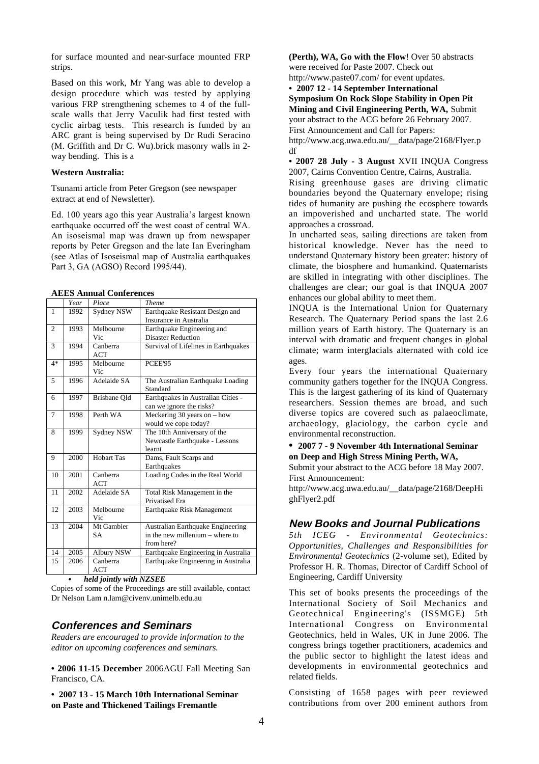for surface mounted and near-surface mounted FRP strips.

Based on this work, Mr Yang was able to develop a design procedure which was tested by applying various FRP strengthening schemes to 4 of the full-scale walls that Jerry Vaculik had first tested with cyclic airbag tests. This research is funded by an ARC grant is being supervised by Dr Rudi Seracino (M. Griffith and Dr C. Wu).brick masonry walls in 2-way bending. This is a

**Western Australia:**

Tsunami article from Peter Gregson (see newspaper extract at end of Newsletter).

Ed. 100 years ago this year Australia's largest known earthquake occurred off the west coast of central WA. An isoseismal map was drawn up from newspaper reports by Peter Gregson and the late Ian Everingham (see Atlas of Isoseismal map of Australia earthquakes Part 3, GA (AGSO) Record 1995/44).

**AEES Annual Conferences**

| | *Year* | *Place* | *Theme* |
|---|---|---|---|
| 1 | 1992 | Sydney NSW | Earthquake Resistant Design and Insurance in Australia |
| 2 | 1993 | Melbourne Vic | Earthquake Engineering and Disaster Reduction |
| 3 | 1994 | Canberra ACT | Survival of Lifelines in Earthquakes |
| 4* | 1995 | Melbourne Vic | PCEE'95 |
| 5 | 1996 | Adelaide SA | The Australian Earthquake Loading Standard |
| 6 | 1997 | Brisbane Qld | Earthquakes in Australian Cities - can we ignore the risks? |
| 7 | 1998 | Perth WA | Meckering 30 years on – how would we cope today? |
| 8 | 1999 | Sydney NSW | The 10th Anniversary of the Newcastle Earthquake - Lessons learnt |
| 9 | 2000 | Hobart Tas | Dams, Fault Scarps and Earthquakes |
| 10 | 2001 | Canberra ACT | Loading Codes in the Real World |
| 11 | 2002 | Adelaide SA | Total Risk Management in the Privatised Era |
| 12 | 2003 | Melbourne Vic | Earthquake Risk Management |
| 13 | 2004 | Mt Gambier SA | Australian Earthquake Engineering in the new millenium – where to from here? |
| 14 | 2005 | Albury NSW | Earthquake Engineering in Australia |
| 15 | 2006 | Canberra ACT | Earthquake Engineering in Australia |

- ***held jointly with NZSEE***

Copies of some of the Proceedings are still available, contact Dr Nelson Lam n.lam@civenv.unimelb.edu.au

## Conferences and Seminars

*Readers are encouraged to provide information to the editor on upcoming conferences and seminars.*

• **2006 11-15 December** 2006AGU Fall Meeting San Francisco, CA.

• **2007 13 - 15 March 10th International Seminar on Paste and Thickened Tailings Fremantle (Perth), WA, Go with the Flow**! Over 50 abstracts were received for Paste 2007. Check out http://www.paste07.com/ for event updates.

• **2007 12 - 14 September International Symposium On Rock Slope Stability in Open Pit Mining and Civil Engineering Perth, WA,** Submit your abstract to the ACG before 26 February 2007. First Announcement and Call for Papers: http://www.acg.uwa.edu.au/__data/page/2168/Flyer.pdf

• **2007 28 July - 3 August** XVII INQUA Congress 2007, Cairns Convention Centre, Cairns, Australia.

Rising greenhouse gases are driving climatic boundaries beyond the Quaternary envelope; rising tides of humanity are pushing the ecosphere towards an impoverished and uncharted state. The world approaches a crossroad.

In uncharted seas, sailing directions are taken from historical knowledge. Never has the need to understand Quaternary history been greater: history of climate, the biosphere and humankind. Quaternarists are skilled in integrating with other disciplines. The challenges are clear; our goal is that INQUA 2007 enhances our global ability to meet them.

INQUA is the International Union for Quaternary Research. The Quaternary Period spans the last 2.6 million years of Earth history. The Quaternary is an interval with dramatic and frequent changes in global climate; warm interglacials alternated with cold ice ages.

Every four years the international Quaternary community gathers together for the INQUA Congress. This is the largest gathering of its kind of Quaternary researchers. Session themes are broad, and such diverse topics are covered such as palaeoclimate, archaeology, glaciology, the carbon cycle and environmental reconstruction.

• **2007 7 - 9 November 4th International Seminar on Deep and High Stress Mining Perth, WA,** Submit your abstract to the ACG before 18 May 2007. First Announcement: http://www.acg.uwa.edu.au/__data/page/2168/DeepHighFlyer2.pdf

## New Books and Journal Publications

*5th ICEG - Environmental Geotechnics: Opportunities, Challenges and Responsibilities for Environmental Geotechnics* (2-volume set), Edited by Professor H. R. Thomas, Director of Cardiff School of Engineering, Cardiff University

This set of books presents the proceedings of the International Society of Soil Mechanics and Geotechnical Engineering's (ISSMGE) 5th International Congress on Environmental Geotechnics, held in Wales, UK in June 2006. The congress brings together practitioners, academics and the public sector to highlight the latest ideas and developments in environmental geotechnics and related fields.

Consisting of 1658 pages with peer reviewed contributions from over 200 eminent authors from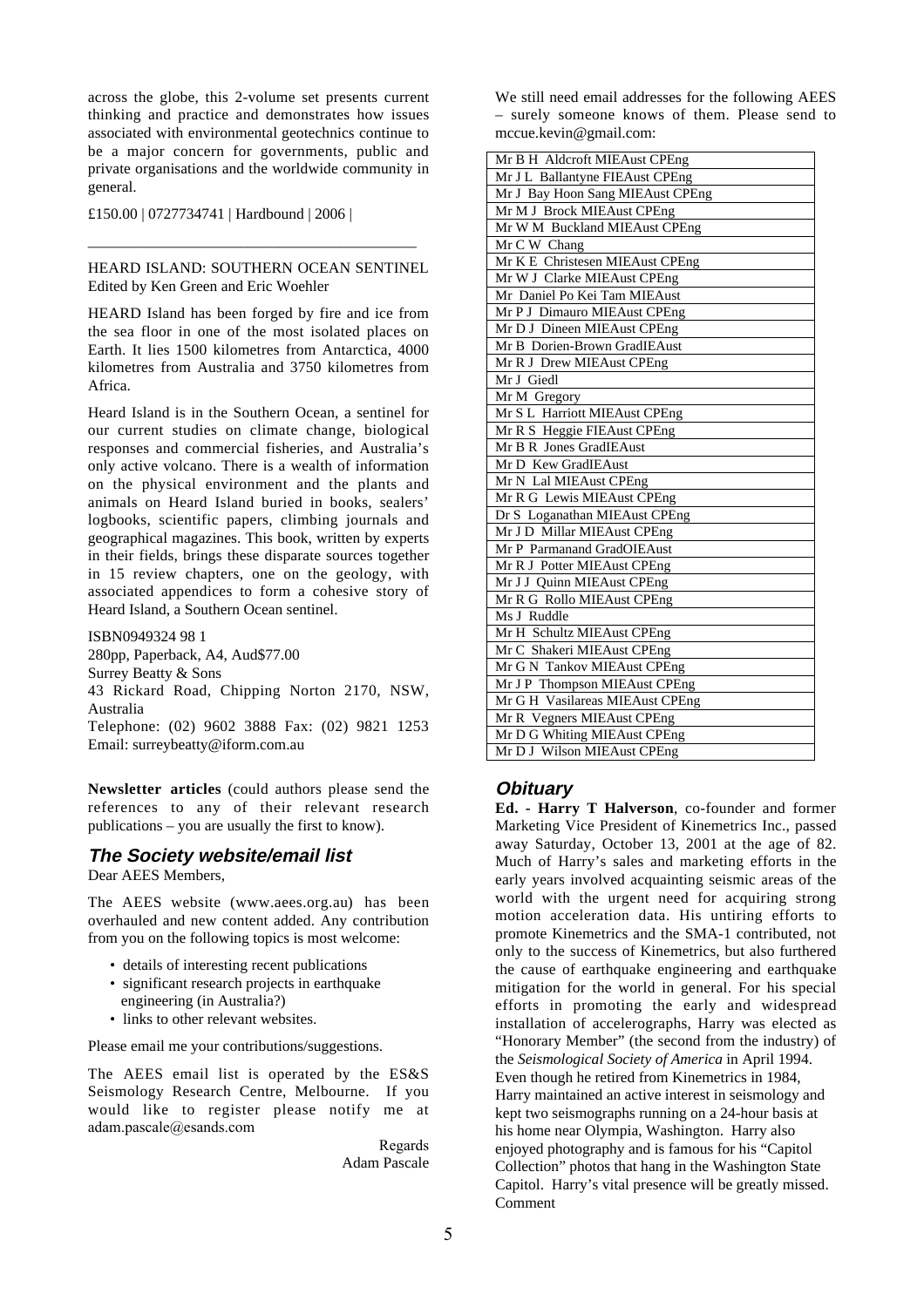across the globe, this 2-volume set presents current thinking and practice and demonstrates how issues associated with environmental geotechnics continue to be a major concern for governments, public and private organisations and the worldwide community in general.

£150.00 | 0727734741 | Hardbound | 2006 |

---

HEARD ISLAND: SOUTHERN OCEAN SENTINEL
Edited by Ken Green and Eric Woehler

HEARD Island has been forged by fire and ice from the sea floor in one of the most isolated places on Earth. It lies 1500 kilometres from Antarctica, 4000 kilometres from Australia and 3750 kilometres from Africa.

Heard Island is in the Southern Ocean, a sentinel for our current studies on climate change, biological responses and commercial fisheries, and Australia's only active volcano. There is a wealth of information on the physical environment and the plants and animals on Heard Island buried in books, sealers' logbooks, scientific papers, climbing journals and geographical magazines. This book, written by experts in their fields, brings these disparate sources together in 15 review chapters, one on the geology, with associated appendices to form a cohesive story of Heard Island, a Southern Ocean sentinel.

ISBN0949324 98 1
280pp, Paperback, A4, Aud$77.00
Surrey Beatty & Sons
43 Rickard Road, Chipping Norton 2170, NSW, Australia
Telephone: (02) 9602 3888 Fax: (02) 9821 1253
Email: surreybeatty@iform.com.au

**Newsletter articles** (could authors please send the references to any of their relevant research publications – you are usually the first to know).

## The Society website/email list

Dear AEES Members,

The AEES website (www.aees.org.au) has been overhauled and new content added. Any contribution from you on the following topics is most welcome:

- details of interesting recent publications
- significant research projects in earthquake engineering (in Australia?)
- links to other relevant websites.

Please email me your contributions/suggestions.

The AEES email list is operated by the ES&S Seismology Research Centre, Melbourne. If you would like to register please notify me at adam.pascale@esands.com

Regards
Adam Pascale

We still need email addresses for the following AEES – surely someone knows of them. Please send to mccue.kevin@gmail.com:

| |
|---|
| Mr B H Aldcroft MIEAust CPEng |
| Mr J L Ballantyne FIEAust CPEng |
| Mr J Bay Hoon Sang MIEAust CPEng |
| Mr M J Brock MIEAust CPEng |
| Mr W M Buckland MIEAust CPEng |
| Mr C W Chang |
| Mr K E Christesen MIEAust CPEng |
| Mr W J Clarke MIEAust CPEng |
| Mr Daniel Po Kei Tam MIEAust |
| Mr P J Dimauro MIEAust CPEng |
| Mr D J Dineen MIEAust CPEng |
| Mr B Dorien-Brown GradIEAust |
| Mr R J Drew MIEAust CPEng |
| Mr J Giedl |
| Mr M Gregory |
| Mr S L Harriott MIEAust CPEng |
| Mr R S Heggie FIEAust CPEng |
| Mr B R Jones GradIEAust |
| Mr D Kew GradIEAust |
| Mr N Lal MIEAust CPEng |
| Mr R G Lewis MIEAust CPEng |
| Dr S Loganathan MIEAust CPEng |
| Mr J D Millar MIEAust CPEng |
| Mr P Parmanand GradOIEAust |
| Mr R J Potter MIEAust CPEng |
| Mr J J Quinn MIEAust CPEng |
| Mr R G Rollo MIEAust CPEng |
| Ms J Ruddle |
| Mr H Schultz MIEAust CPEng |
| Mr C Shakeri MIEAust CPEng |
| Mr G N Tankov MIEAust CPEng |
| Mr J P Thompson MIEAust CPEng |
| Mr G H Vasilareas MIEAust CPEng |
| Mr R Vegners MIEAust CPEng |
| Mr D G Whiting MIEAust CPEng |
| Mr D J Wilson MIEAust CPEng |

## Obituary

**Ed. - Harry T Halverson**, co-founder and former Marketing Vice President of Kinemetrics Inc., passed away Saturday, October 13, 2001 at the age of 82. Much of Harry's sales and marketing efforts in the early years involved acquainting seismic areas of the world with the urgent need for acquiring strong motion acceleration data. His untiring efforts to promote Kinemetrics and the SMA-1 contributed, not only to the success of Kinemetrics, but also furthered the cause of earthquake engineering and earthquake mitigation for the world in general. For his special efforts in promoting the early and widespread installation of accelerographs, Harry was elected as "Honorary Member" (the second from the industry) of the *Seismological Society of America* in April 1994.
Even though he retired from Kinemetrics in 1984, Harry maintained an active interest in seismology and kept two seismographs running on a 24-hour basis at his home near Olympia, Washington. Harry also enjoyed photography and is famous for his "Capitol Collection" photos that hang in the Washington State Capitol. Harry's vital presence will be greatly missed.
Comment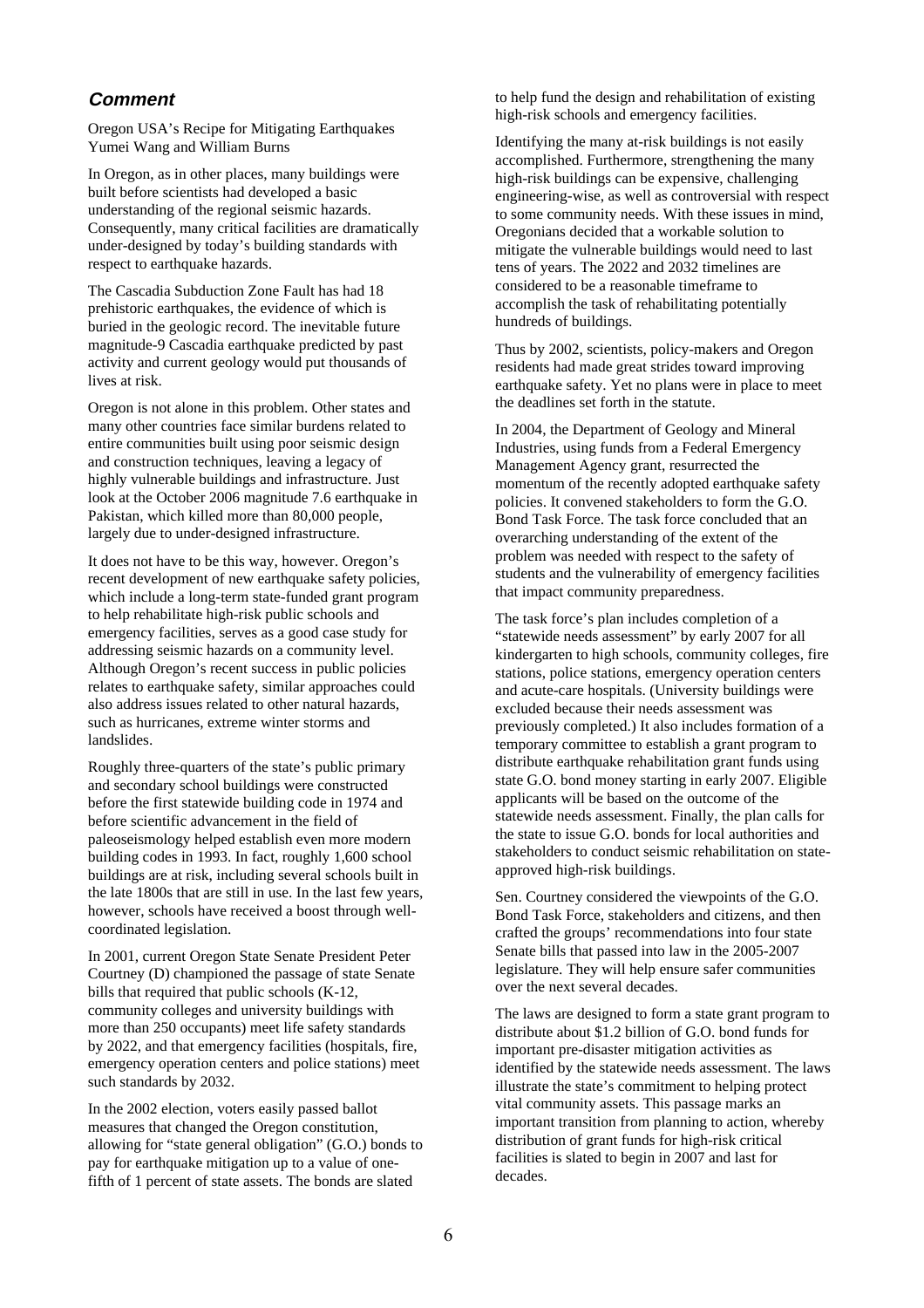## *Comment*

Oregon USA's Recipe for Mitigating Earthquakes
Yumei Wang and William Burns

In Oregon, as in other places, many buildings were built before scientists had developed a basic understanding of the regional seismic hazards. Consequently, many critical facilities are dramatically under-designed by today's building standards with respect to earthquake hazards.

The Cascadia Subduction Zone Fault has had 18 prehistoric earthquakes, the evidence of which is buried in the geologic record. The inevitable future magnitude-9 Cascadia earthquake predicted by past activity and current geology would put thousands of lives at risk.

Oregon is not alone in this problem. Other states and many other countries face similar burdens related to entire communities built using poor seismic design and construction techniques, leaving a legacy of highly vulnerable buildings and infrastructure. Just look at the October 2006 magnitude 7.6 earthquake in Pakistan, which killed more than 80,000 people, largely due to under-designed infrastructure.

It does not have to be this way, however. Oregon's recent development of new earthquake safety policies, which include a long-term state-funded grant program to help rehabilitate high-risk public schools and emergency facilities, serves as a good case study for addressing seismic hazards on a community level. Although Oregon's recent success in public policies relates to earthquake safety, similar approaches could also address issues related to other natural hazards, such as hurricanes, extreme winter storms and landslides.

Roughly three-quarters of the state's public primary and secondary school buildings were constructed before the first statewide building code in 1974 and before scientific advancement in the field of paleoseismology helped establish even more modern building codes in 1993. In fact, roughly 1,600 school buildings are at risk, including several schools built in the late 1800s that are still in use. In the last few years, however, schools have received a boost through well-coordinated legislation.

In 2001, current Oregon State Senate President Peter Courtney (D) championed the passage of state Senate bills that required that public schools (K-12, community colleges and university buildings with more than 250 occupants) meet life safety standards by 2022, and that emergency facilities (hospitals, fire, emergency operation centers and police stations) meet such standards by 2032.

In the 2002 election, voters easily passed ballot measures that changed the Oregon constitution, allowing for "state general obligation" (G.O.) bonds to pay for earthquake mitigation up to a value of one-fifth of 1 percent of state assets. The bonds are slated to help fund the design and rehabilitation of existing high-risk schools and emergency facilities.

Identifying the many at-risk buildings is not easily accomplished. Furthermore, strengthening the many high-risk buildings can be expensive, challenging engineering-wise, as well as controversial with respect to some community needs. With these issues in mind, Oregonians decided that a workable solution to mitigate the vulnerable buildings would need to last tens of years. The 2022 and 2032 timelines are considered to be a reasonable timeframe to accomplish the task of rehabilitating potentially hundreds of buildings.

Thus by 2002, scientists, policy-makers and Oregon residents had made great strides toward improving earthquake safety. Yet no plans were in place to meet the deadlines set forth in the statute.

In 2004, the Department of Geology and Mineral Industries, using funds from a Federal Emergency Management Agency grant, resurrected the momentum of the recently adopted earthquake safety policies. It convened stakeholders to form the G.O. Bond Task Force. The task force concluded that an overarching understanding of the extent of the problem was needed with respect to the safety of students and the vulnerability of emergency facilities that impact community preparedness.

The task force's plan includes completion of a "statewide needs assessment" by early 2007 for all kindergarten to high schools, community colleges, fire stations, police stations, emergency operation centers and acute-care hospitals. (University buildings were excluded because their needs assessment was previously completed.) It also includes formation of a temporary committee to establish a grant program to distribute earthquake rehabilitation grant funds using state G.O. bond money starting in early 2007. Eligible applicants will be based on the outcome of the statewide needs assessment. Finally, the plan calls for the state to issue G.O. bonds for local authorities and stakeholders to conduct seismic rehabilitation on state-approved high-risk buildings.

Sen. Courtney considered the viewpoints of the G.O. Bond Task Force, stakeholders and citizens, and then crafted the groups' recommendations into four state Senate bills that passed into law in the 2005-2007 legislature. They will help ensure safer communities over the next several decades.

The laws are designed to form a state grant program to distribute about $1.2 billion of G.O. bond funds for important pre-disaster mitigation activities as identified by the statewide needs assessment. The laws illustrate the state's commitment to helping protect vital community assets. This passage marks an important transition from planning to action, whereby distribution of grant funds for high-risk critical facilities is slated to begin in 2007 and last for decades.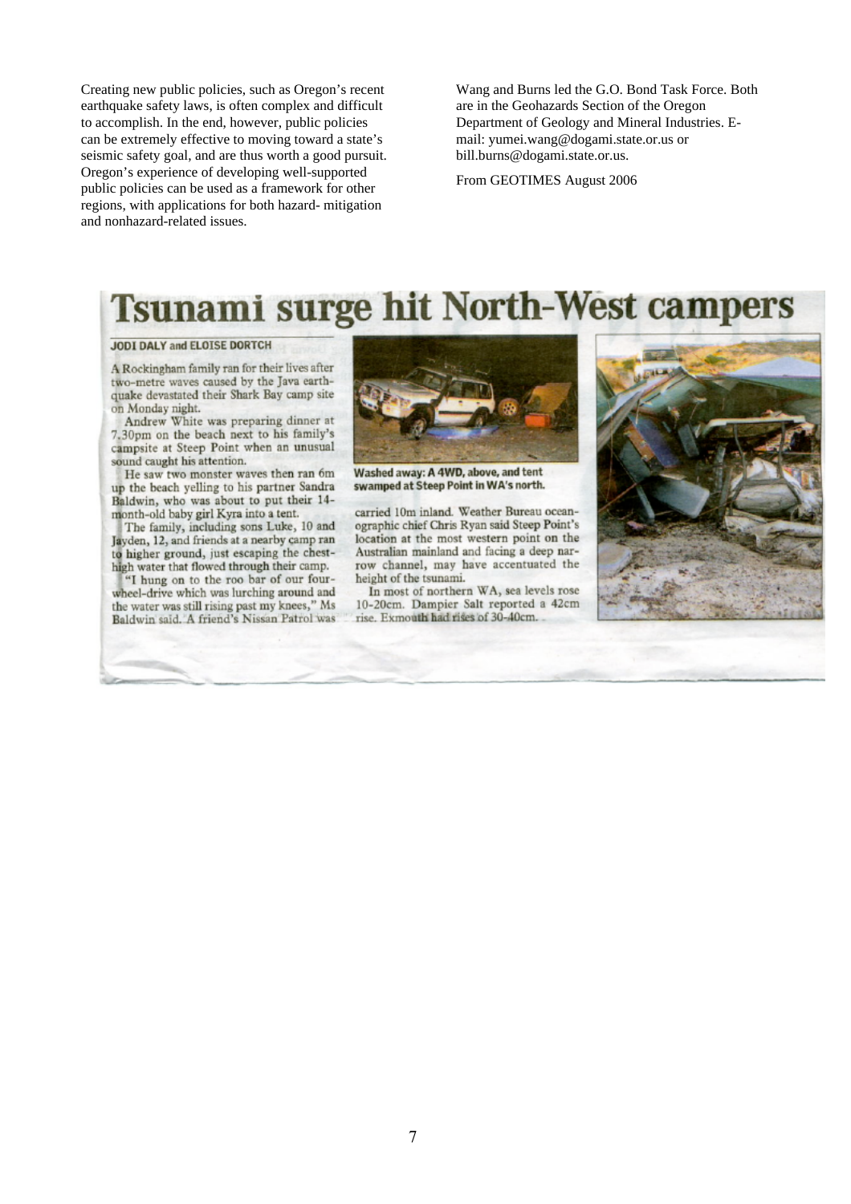Creating new public policies, such as Oregon's recent earthquake safety laws, is often complex and difficult to accomplish. In the end, however, public policies can be extremely effective to moving toward a state's seismic safety goal, and are thus worth a good pursuit. Oregon's experience of developing well-supported public policies can be used as a framework for other regions, with applications for both hazard- mitigation and nonhazard-related issues.

Wang and Burns led the G.O. Bond Task Force. Both are in the Geohazards Section of the Oregon Department of Geology and Mineral Industries. E-mail: yumei.wang@dogami.state.or.us or bill.burns@dogami.state.or.us.

From GEOTIMES August 2006

# Tsunami surge hit North-West campers

**JODI DALY and ELOISE DORTCH**

A Rockingham family ran for their lives after two-metre waves caused by the Java earthquake devastated their Shark Bay camp site on Monday night.

Andrew White was preparing dinner at 7.30pm on the beach next to his family's campsite at Steep Point when an unusual sound caught his attention.

He saw two monster waves then ran 6m up the beach yelling to his partner Sandra Baldwin, who was about to put their 14-month-old baby girl Kyra into a tent.

The family, including sons Luke, 10 and Jayden, 12, and friends at a nearby camp ran to higher ground, just escaping the chest-high water that flowed through their camp.

"I hung on to the roo bar of our four-wheel-drive which was lurching around and the water was still rising past my knees," Ms Baldwin said. A friend's Nissan Patrol was carried 10m inland. Weather Bureau oceanographic chief Chris Ryan said Steep Point's location at the most western point on the Australian mainland and facing a deep narrow channel, may have accentuated the height of the tsunami.

In most of northern WA, sea levels rose 10-20cm. Dampier Salt reported a 42cm rise. Exmouth had rises of 30-40cm.

**Washed away: A 4WD, above, and tent swamped at Steep Point in WA's north.**